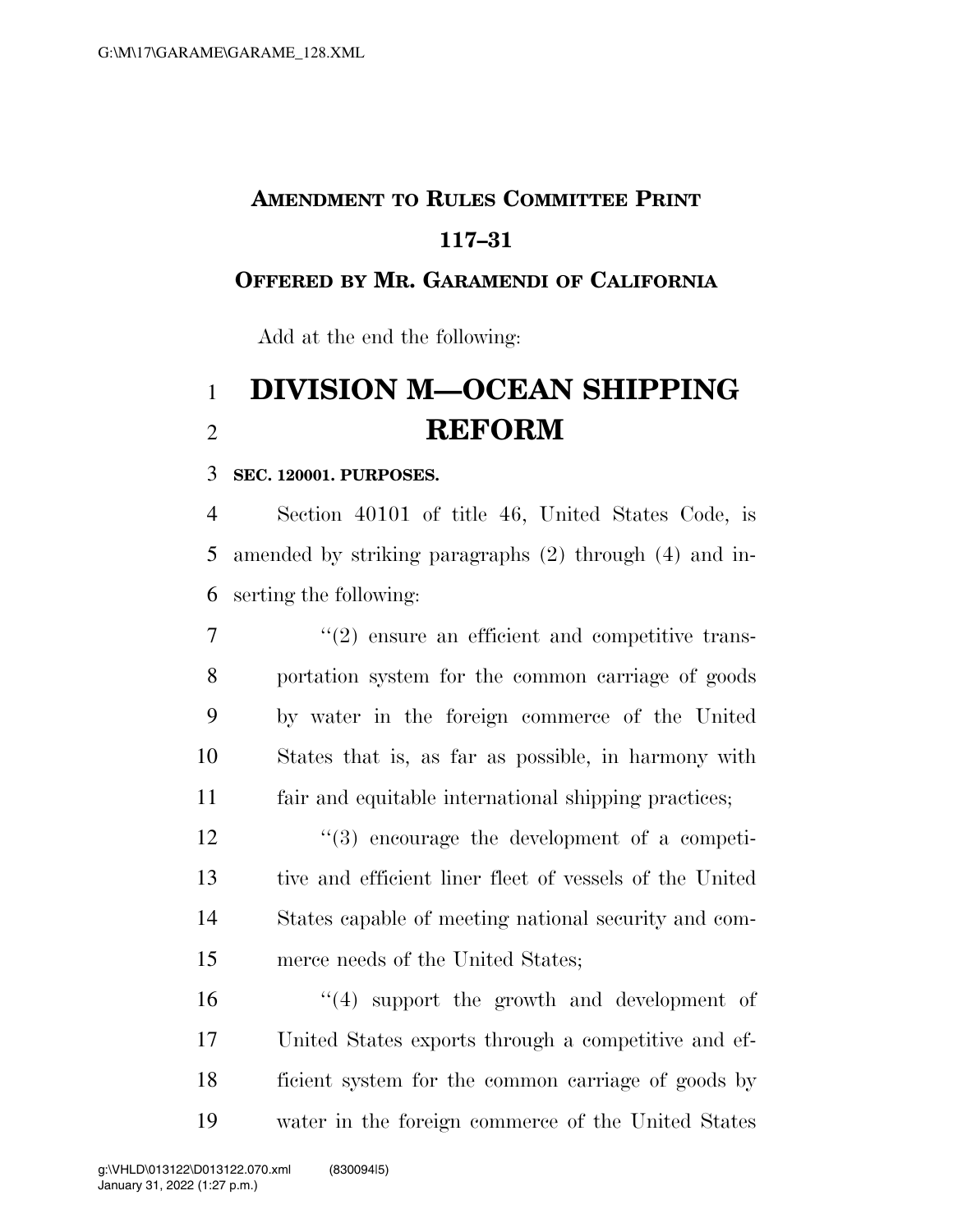**AMENDMENT TO RULES COMMITTEE PRINT 117–31**

**OFFERED BY MR. GARAMENDI OF CALIFORNIA**

Add at the end the following:

# DIVISION M—OCEAN SHIPPING REFORM

**SEC. 120001. PURPOSES.**

Section 40101 of title 46, United States Code, is amended by striking paragraphs (2) through (4) and inserting the following:

"(2) ensure an efficient and competitive transportation system for the common carriage of goods by water in the foreign commerce of the United States that is, as far as possible, in harmony with fair and equitable international shipping practices;

"(3) encourage the development of a competitive and efficient liner fleet of vessels of the United States capable of meeting national security and commerce needs of the United States;

"(4) support the growth and development of United States exports through a competitive and efficient system for the common carriage of goods by water in the foreign commerce of the United States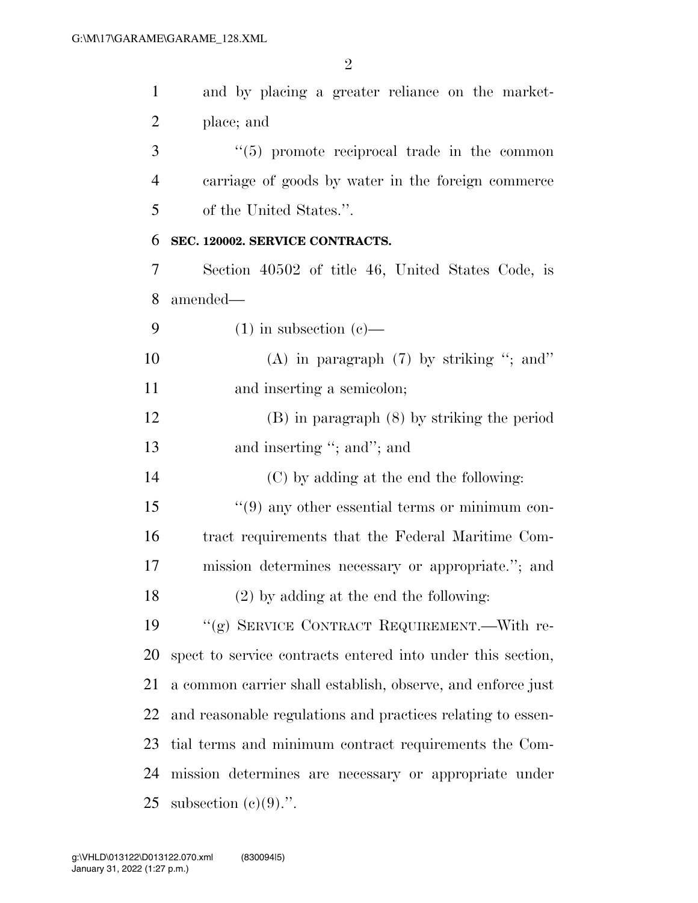and by placing a greater reliance on the marketplace; and

"(5) promote reciprocal trade in the common carriage of goods by water in the foreign commerce of the United States.".

**SEC. 120002. SERVICE CONTRACTS.**

Section 40502 of title 46, United States Code, is amended—

(1) in subsection (c)—

(A) in paragraph (7) by striking "; and" and inserting a semicolon;

(B) in paragraph (8) by striking the period and inserting "; and"; and

(C) by adding at the end the following:

"(9) any other essential terms or minimum contract requirements that the Federal Maritime Commission determines necessary or appropriate."; and

(2) by adding at the end the following:

"(g) SERVICE CONTRACT REQUIREMENT.—With respect to service contracts entered into under this section, a common carrier shall establish, observe, and enforce just and reasonable regulations and practices relating to essential terms and minimum contract requirements the Commission determines are necessary or appropriate under subsection (c)(9).".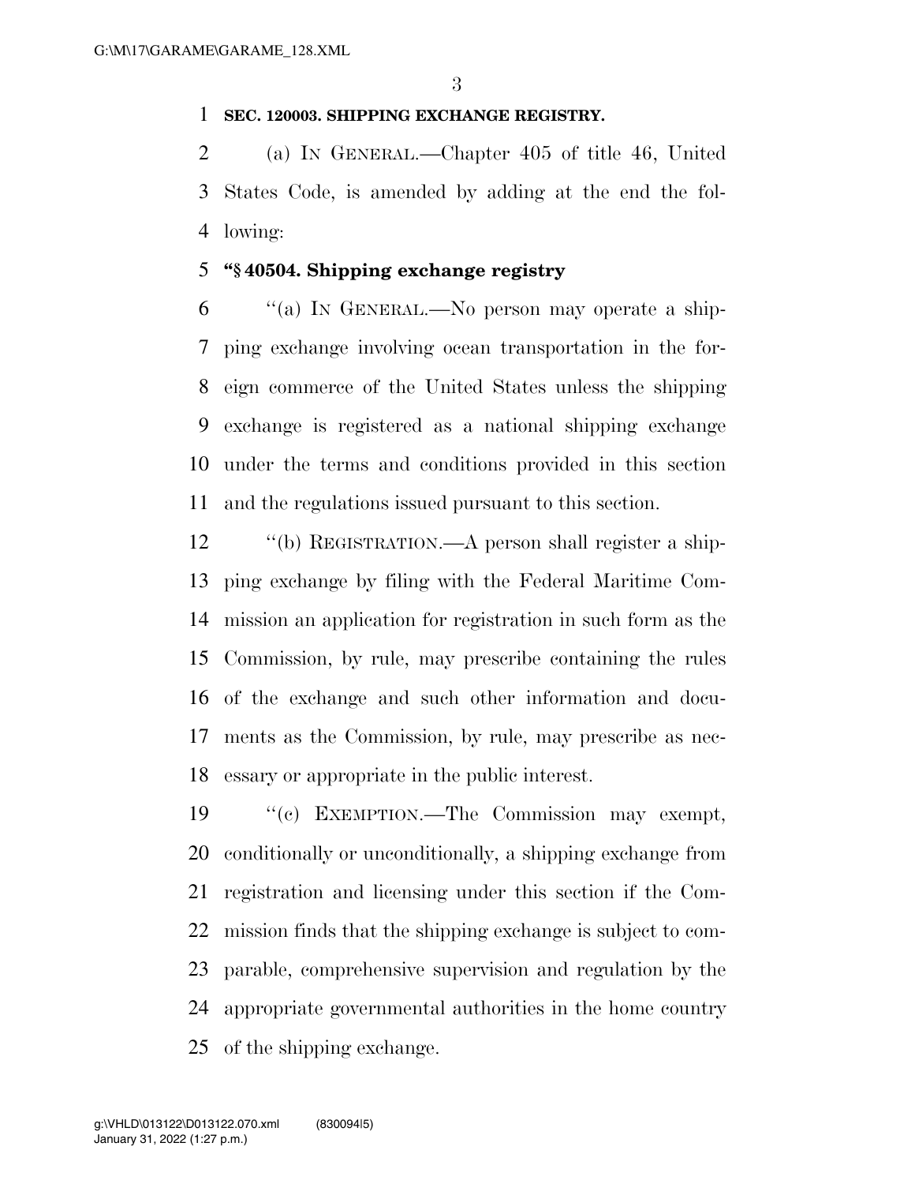**SEC. 120003. SHIPPING EXCHANGE REGISTRY.**

(a) IN GENERAL.—Chapter 405 of title 46, United States Code, is amended by adding at the end the following:

**"§ 40504. Shipping exchange registry**

"(a) IN GENERAL.—No person may operate a shipping exchange involving ocean transportation in the foreign commerce of the United States unless the shipping exchange is registered as a national shipping exchange under the terms and conditions provided in this section and the regulations issued pursuant to this section.

"(b) REGISTRATION.—A person shall register a shipping exchange by filing with the Federal Maritime Commission an application for registration in such form as the Commission, by rule, may prescribe containing the rules of the exchange and such other information and documents as the Commission, by rule, may prescribe as necessary or appropriate in the public interest.

"(c) EXEMPTION.—The Commission may exempt, conditionally or unconditionally, a shipping exchange from registration and licensing under this section if the Commission finds that the shipping exchange is subject to comparable, comprehensive supervision and regulation by the appropriate governmental authorities in the home country of the shipping exchange.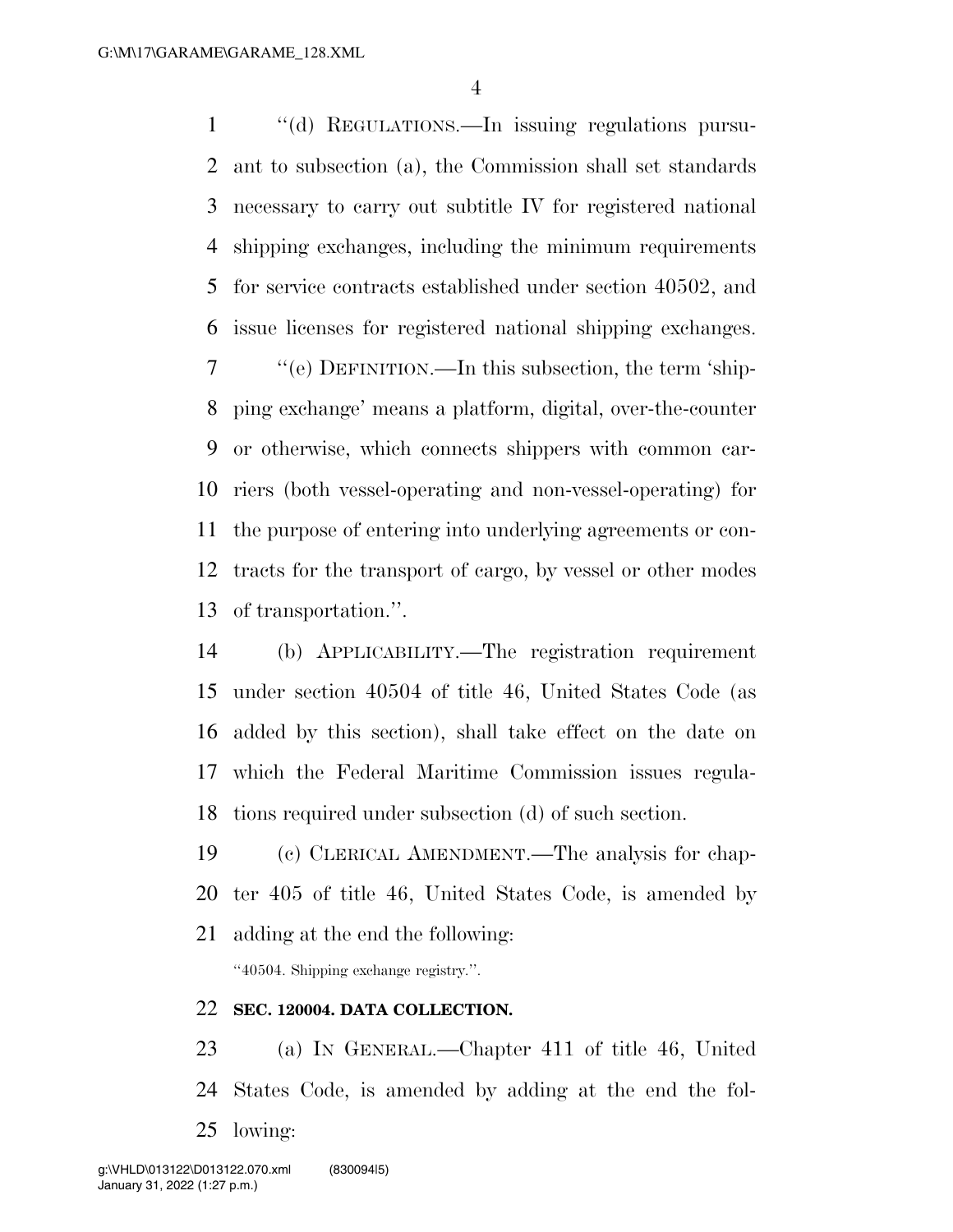"(d) REGULATIONS.—In issuing regulations pursuant to subsection (a), the Commission shall set standards necessary to carry out subtitle IV for registered national shipping exchanges, including the minimum requirements for service contracts established under section 40502, and issue licenses for registered national shipping exchanges.

"(e) DEFINITION.—In this subsection, the term 'shipping exchange' means a platform, digital, over-the-counter or otherwise, which connects shippers with common carriers (both vessel-operating and non-vessel-operating) for the purpose of entering into underlying agreements or contracts for the transport of cargo, by vessel or other modes of transportation.".

(b) APPLICABILITY.—The registration requirement under section 40504 of title 46, United States Code (as added by this section), shall take effect on the date on which the Federal Maritime Commission issues regulations required under subsection (d) of such section.

(c) CLERICAL AMENDMENT.—The analysis for chapter 405 of title 46, United States Code, is amended by adding at the end the following:

"40504. Shipping exchange registry.".

**SEC. 120004. DATA COLLECTION.**

(a) IN GENERAL.—Chapter 411 of title 46, United States Code, is amended by adding at the end the following: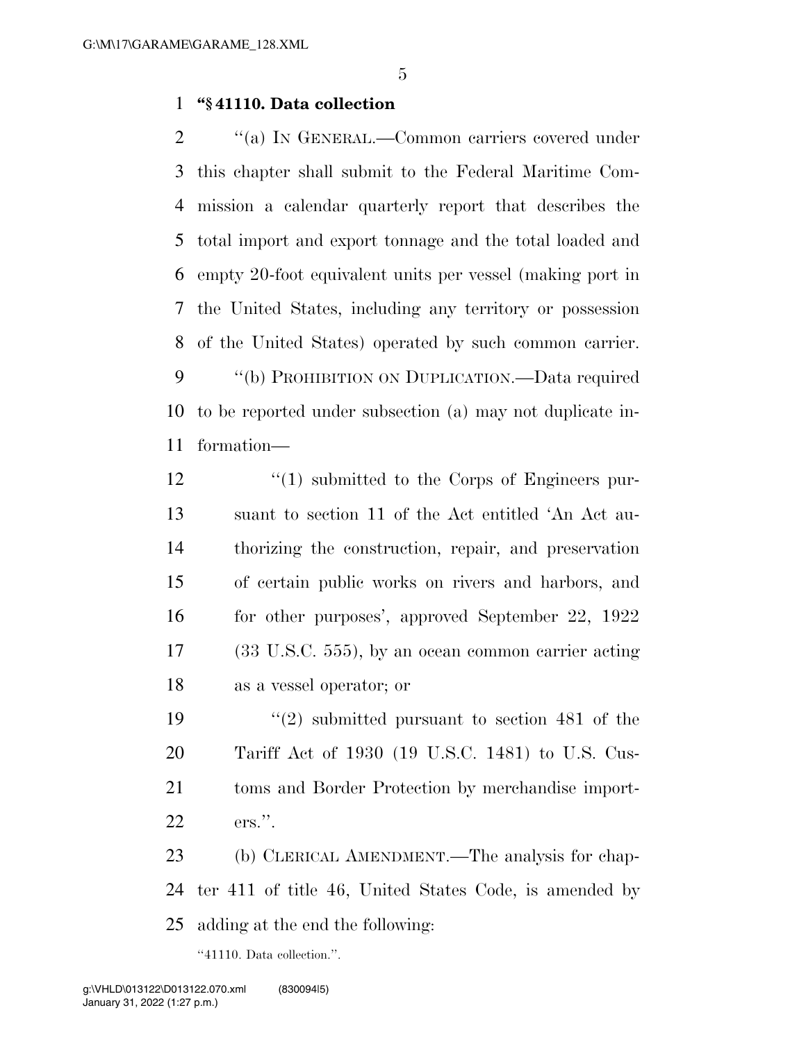**"§ 41110. Data collection**

"(a) IN GENERAL.—Common carriers covered under this chapter shall submit to the Federal Maritime Commission a calendar quarterly report that describes the total import and export tonnage and the total loaded and empty 20-foot equivalent units per vessel (making port in the United States, including any territory or possession of the United States) operated by such common carrier.

"(b) PROHIBITION ON DUPLICATION.—Data required to be reported under subsection (a) may not duplicate information—

"(1) submitted to the Corps of Engineers pursuant to section 11 of the Act entitled 'An Act authorizing the construction, repair, and preservation of certain public works on rivers and harbors, and for other purposes', approved September 22, 1922 (33 U.S.C. 555), by an ocean common carrier acting as a vessel operator; or

"(2) submitted pursuant to section 481 of the Tariff Act of 1930 (19 U.S.C. 1481) to U.S. Customs and Border Protection by merchandise importers.".

(b) CLERICAL AMENDMENT.—The analysis for chapter 411 of title 46, United States Code, is amended by adding at the end the following:

"41110. Data collection.".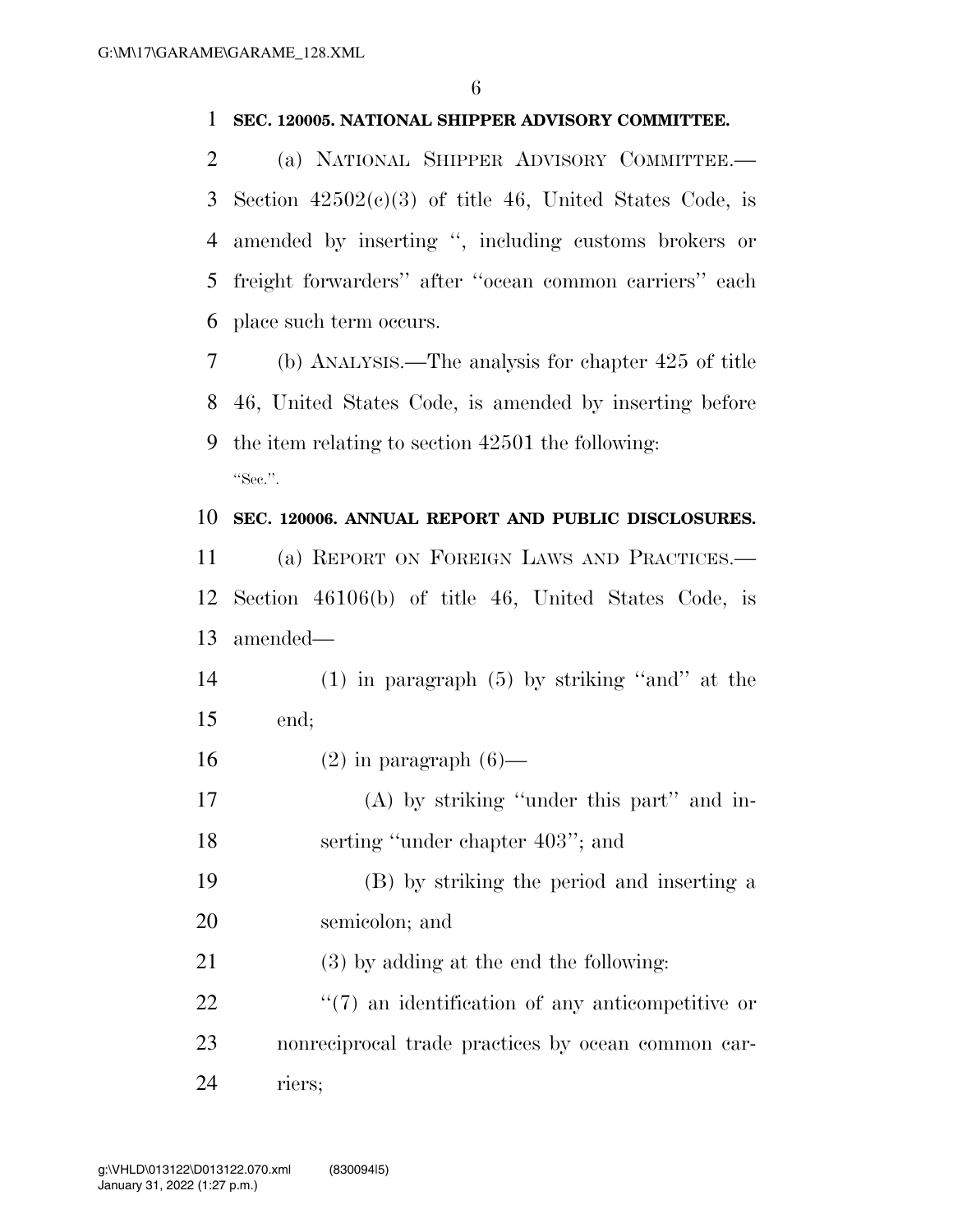**SEC. 120005. NATIONAL SHIPPER ADVISORY COMMITTEE.**

(a) NATIONAL SHIPPER ADVISORY COMMITTEE.—Section 42502(c)(3) of title 46, United States Code, is amended by inserting ", including customs brokers or freight forwarders" after "ocean common carriers" each place such term occurs.

(b) ANALYSIS.—The analysis for chapter 425 of title 46, United States Code, is amended by inserting before the item relating to section 42501 the following:

"Sec.".

**SEC. 120006. ANNUAL REPORT AND PUBLIC DISCLOSURES.**

(a) REPORT ON FOREIGN LAWS AND PRACTICES.—Section 46106(b) of title 46, United States Code, is amended—

(1) in paragraph (5) by striking "and" at the end;

(2) in paragraph (6)—

(A) by striking "under this part" and inserting "under chapter 403"; and

(B) by striking the period and inserting a semicolon; and

(3) by adding at the end the following:

"(7) an identification of any anticompetitive or nonreciprocal trade practices by ocean common carriers;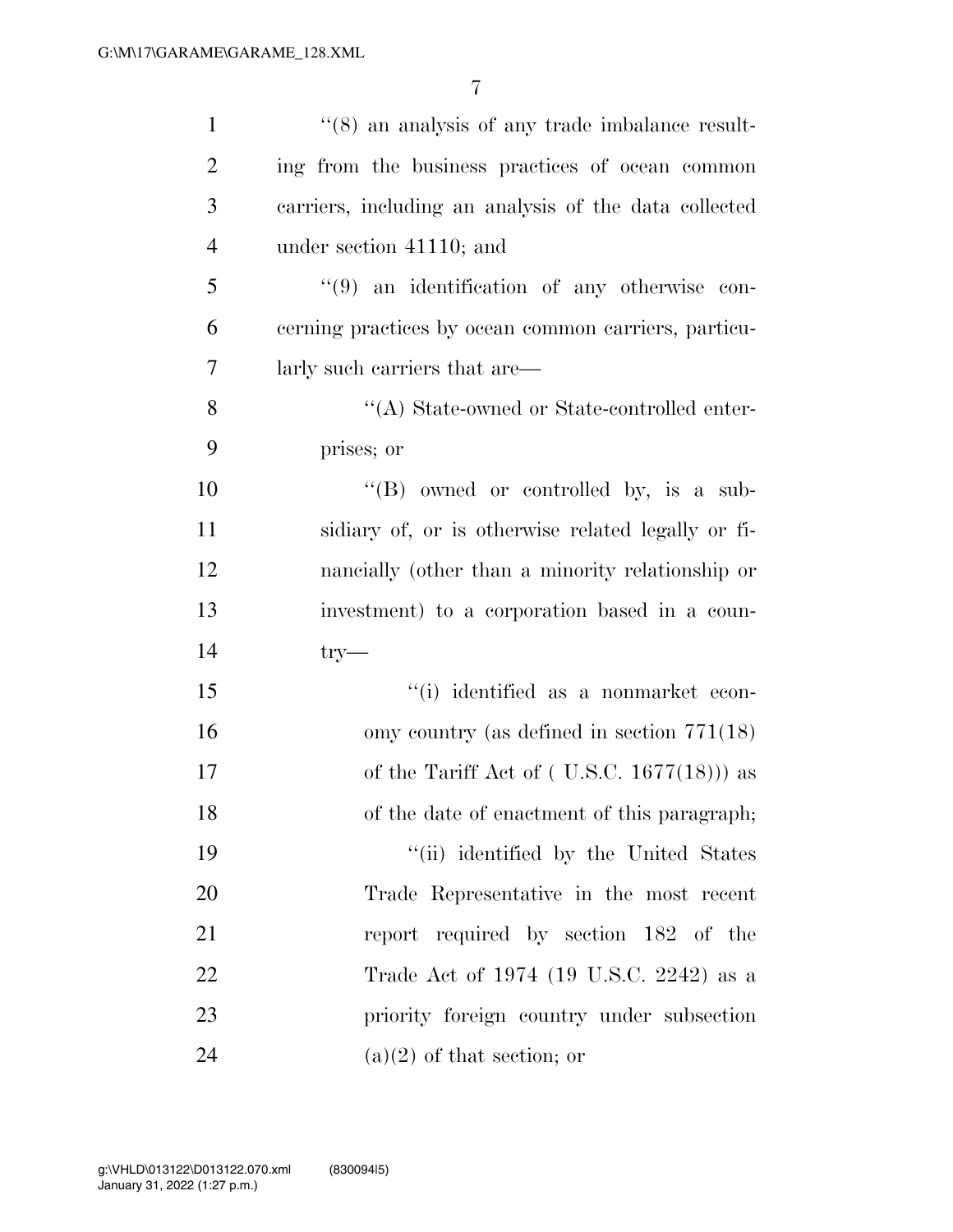"(8) an analysis of any trade imbalance resulting from the business practices of ocean common carriers, including an analysis of the data collected under section 41110; and

"(9) an identification of any otherwise concerning practices by ocean common carriers, particularly such carriers that are—

"(A) State-owned or State-controlled enterprises; or

"(B) owned or controlled by, is a subsidiary of, or is otherwise related legally or financially (other than a minority relationship or investment) to a corporation based in a country—

"(i) identified as a nonmarket economy country (as defined in section 771(18) of the Tariff Act of ( U.S.C. 1677(18))) as of the date of enactment of this paragraph;

"(ii) identified by the United States Trade Representative in the most recent report required by section 182 of the Trade Act of 1974 (19 U.S.C. 2242) as a priority foreign country under subsection (a)(2) of that section; or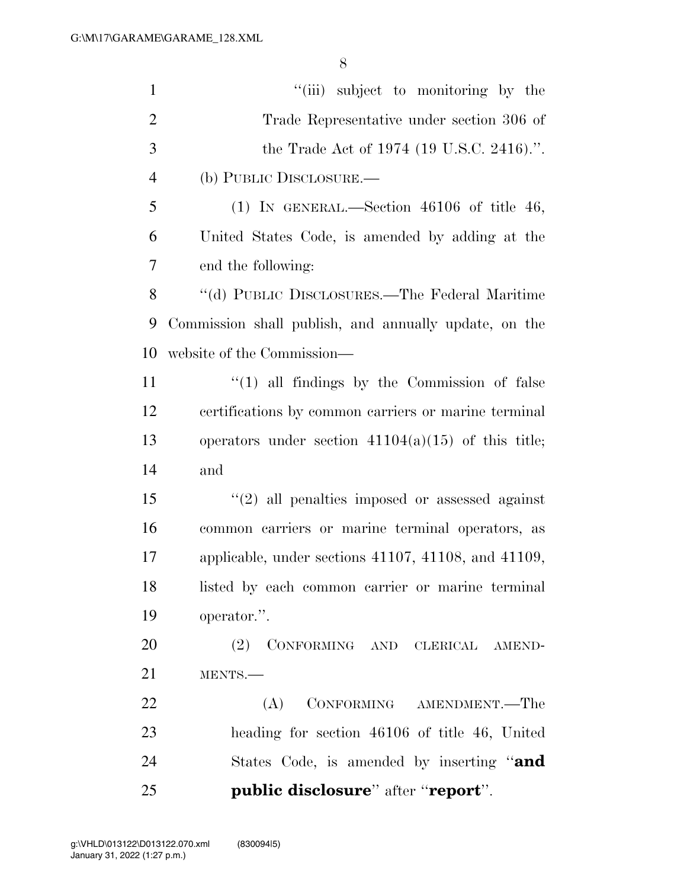"(iii) subject to monitoring by the Trade Representative under section 306 of the Trade Act of 1974 (19 U.S.C. 2416).".

(b) PUBLIC DISCLOSURE.—

(1) IN GENERAL.—Section 46106 of title 46, United States Code, is amended by adding at the end the following:

"(d) PUBLIC DISCLOSURES.—The Federal Maritime Commission shall publish, and annually update, on the website of the Commission—

"(1) all findings by the Commission of false certifications by common carriers or marine terminal operators under section 41104(a)(15) of this title; and

"(2) all penalties imposed or assessed against common carriers or marine terminal operators, as applicable, under sections 41107, 41108, and 41109, listed by each common carrier or marine terminal operator.".

(2) CONFORMING AND CLERICAL AMENDMENTS.—

(A) CONFORMING AMENDMENT.—The heading for section 46106 of title 46, United States Code, is amended by inserting "**and public disclosure**" after "**report**".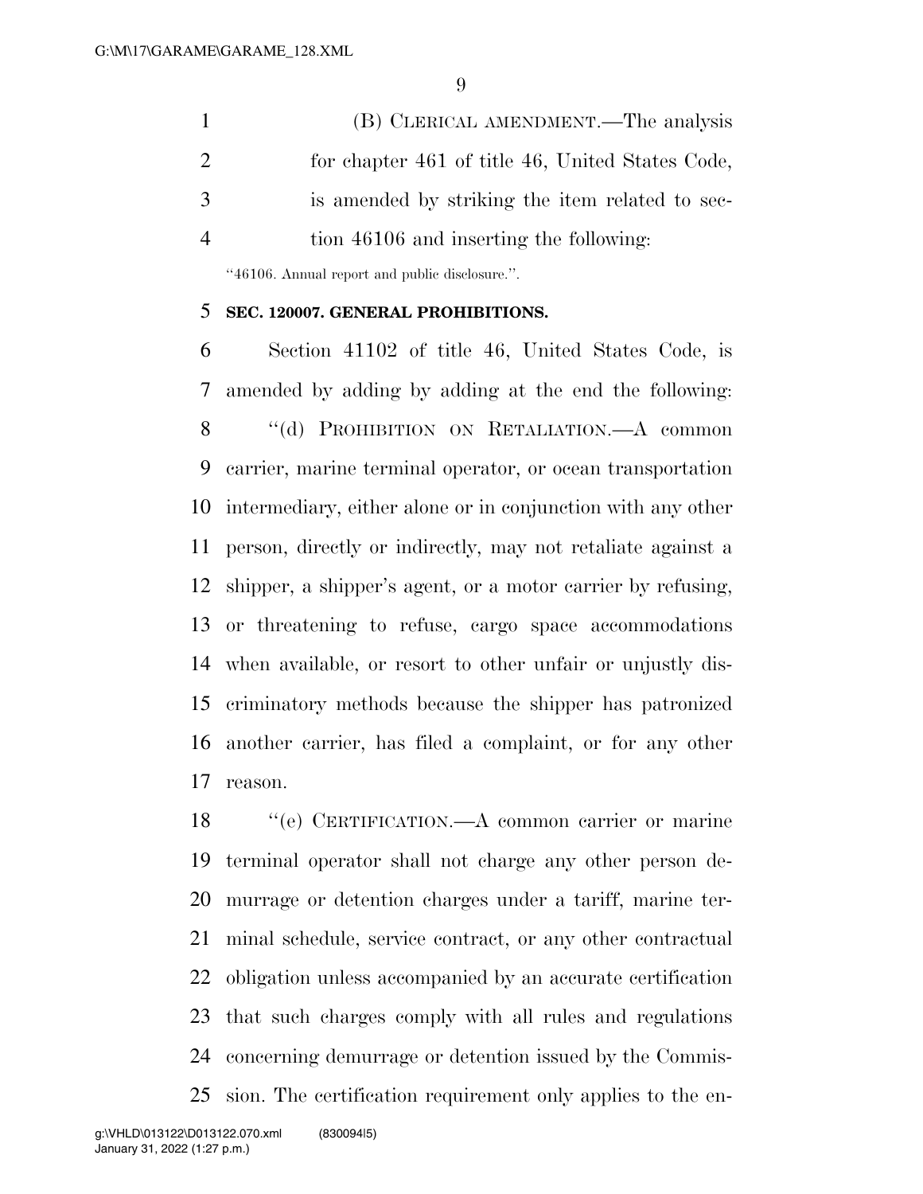(B) CLERICAL AMENDMENT.—The analysis for chapter 461 of title 46, United States Code, is amended by striking the item related to section 46106 and inserting the following:

"46106. Annual report and public disclosure.".

**SEC. 120007. GENERAL PROHIBITIONS.**

Section 41102 of title 46, United States Code, is amended by adding by adding at the end the following:

"(d) PROHIBITION ON RETALIATION.—A common carrier, marine terminal operator, or ocean transportation intermediary, either alone or in conjunction with any other person, directly or indirectly, may not retaliate against a shipper, a shipper's agent, or a motor carrier by refusing, or threatening to refuse, cargo space accommodations when available, or resort to other unfair or unjustly discriminatory methods because the shipper has patronized another carrier, has filed a complaint, or for any other reason.

"(e) CERTIFICATION.—A common carrier or marine terminal operator shall not charge any other person demurrage or detention charges under a tariff, marine terminal schedule, service contract, or any other contractual obligation unless accompanied by an accurate certification that such charges comply with all rules and regulations concerning demurrage or detention issued by the Commission. The certification requirement only applies to the en-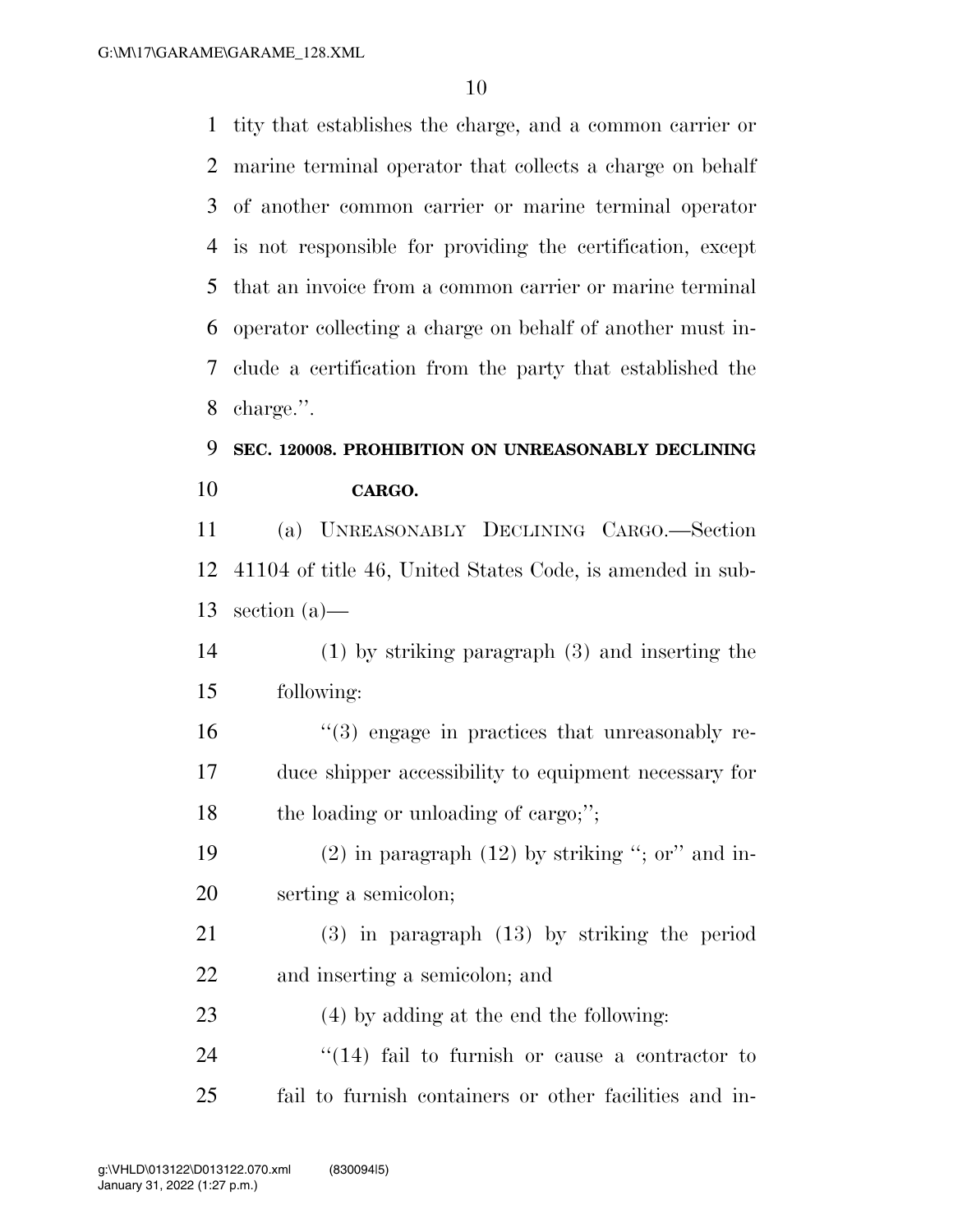tity that establishes the charge, and a common carrier or marine terminal operator that collects a charge on behalf of another common carrier or marine terminal operator is not responsible for providing the certification, except that an invoice from a common carrier or marine terminal operator collecting a charge on behalf of another must include a certification from the party that established the charge.''.

**SEC. 120008. PROHIBITION ON UNREASONABLY DECLINING CARGO.**

(a) UNREASONABLY DECLINING CARGO.—Section 41104 of title 46, United States Code, is amended in subsection (a)—

(1) by striking paragraph (3) and inserting the following:

''(3) engage in practices that unreasonably reduce shipper accessibility to equipment necessary for the loading or unloading of cargo;'';

(2) in paragraph (12) by striking ''; or'' and inserting a semicolon;

(3) in paragraph (13) by striking the period and inserting a semicolon; and

(4) by adding at the end the following:

''(14) fail to furnish or cause a contractor to fail to furnish containers or other facilities and in-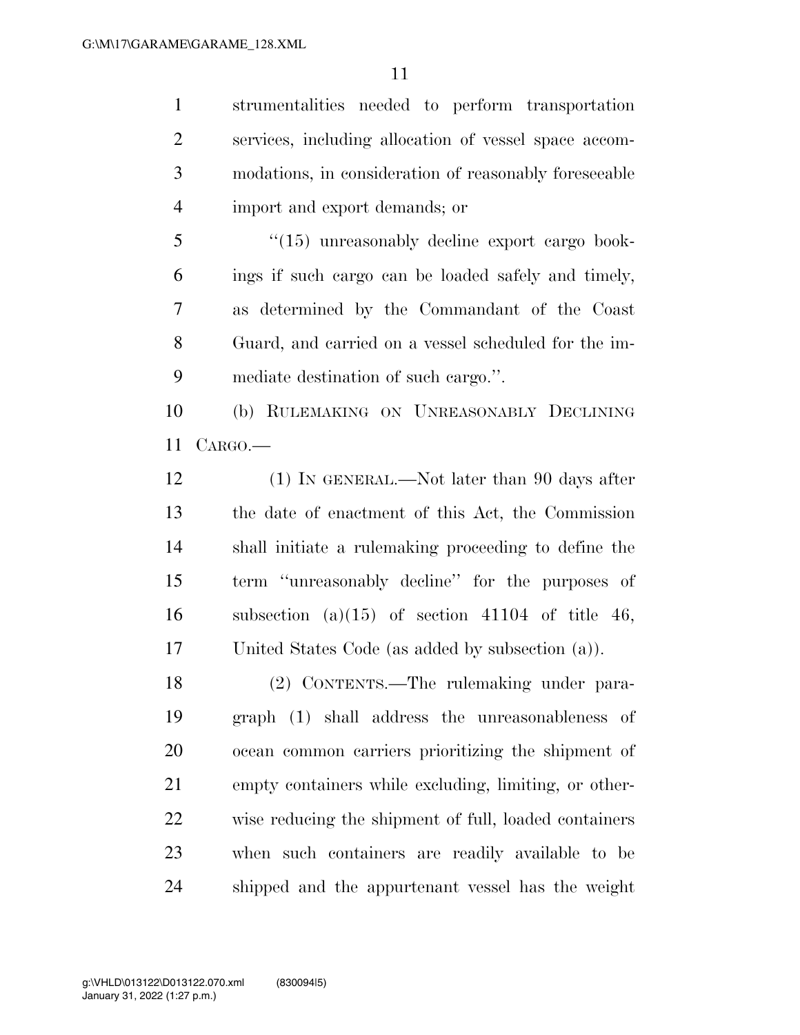strumentalities needed to perform transportation services, including allocation of vessel space accommodations, in consideration of reasonably foreseeable import and export demands; or

"(15) unreasonably decline export cargo bookings if such cargo can be loaded safely and timely, as determined by the Commandant of the Coast Guard, and carried on a vessel scheduled for the immediate destination of such cargo.".

(b) RULEMAKING ON UNREASONABLY DECLINING CARGO.—

(1) IN GENERAL.—Not later than 90 days after the date of enactment of this Act, the Commission shall initiate a rulemaking proceeding to define the term "unreasonably decline" for the purposes of subsection (a)(15) of section 41104 of title 46, United States Code (as added by subsection (a)).

(2) CONTENTS.—The rulemaking under paragraph (1) shall address the unreasonableness of ocean common carriers prioritizing the shipment of empty containers while excluding, limiting, or otherwise reducing the shipment of full, loaded containers when such containers are readily available to be shipped and the appurtenant vessel has the weight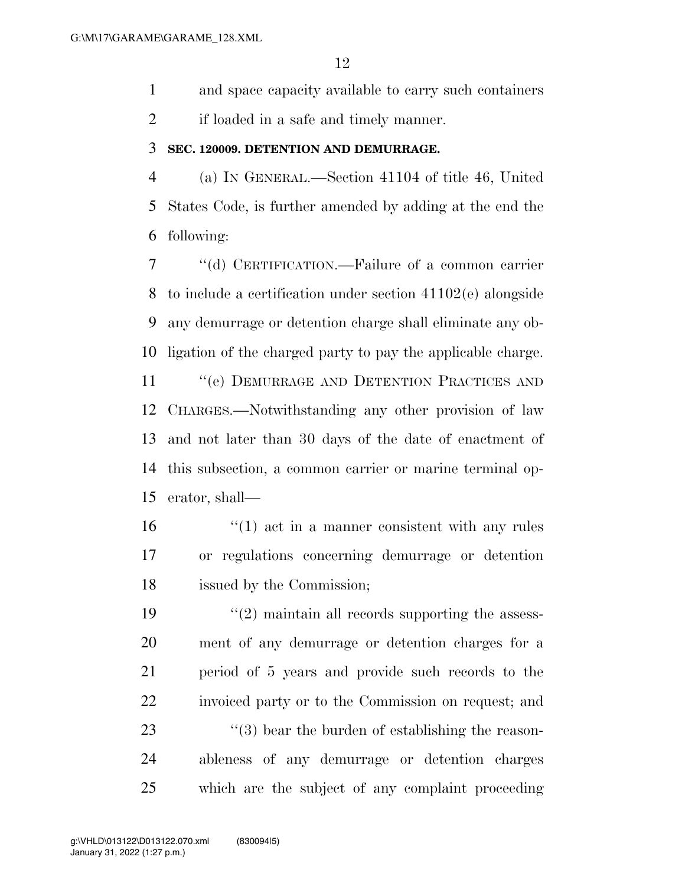and space capacity available to carry such containers if loaded in a safe and timely manner.

**SEC. 120009. DETENTION AND DEMURRAGE.**

(a) IN GENERAL.—Section 41104 of title 46, United States Code, is further amended by adding at the end the following:

"(d) CERTIFICATION.—Failure of a common carrier to include a certification under section 41102(e) alongside any demurrage or detention charge shall eliminate any obligation of the charged party to pay the applicable charge.

"(e) DEMURRAGE AND DETENTION PRACTICES AND CHARGES.—Notwithstanding any other provision of law and not later than 30 days of the date of enactment of this subsection, a common carrier or marine terminal operator, shall—

"(1) act in a manner consistent with any rules or regulations concerning demurrage or detention issued by the Commission;

"(2) maintain all records supporting the assessment of any demurrage or detention charges for a period of 5 years and provide such records to the invoiced party or to the Commission on request; and

"(3) bear the burden of establishing the reasonableness of any demurrage or detention charges which are the subject of any complaint proceeding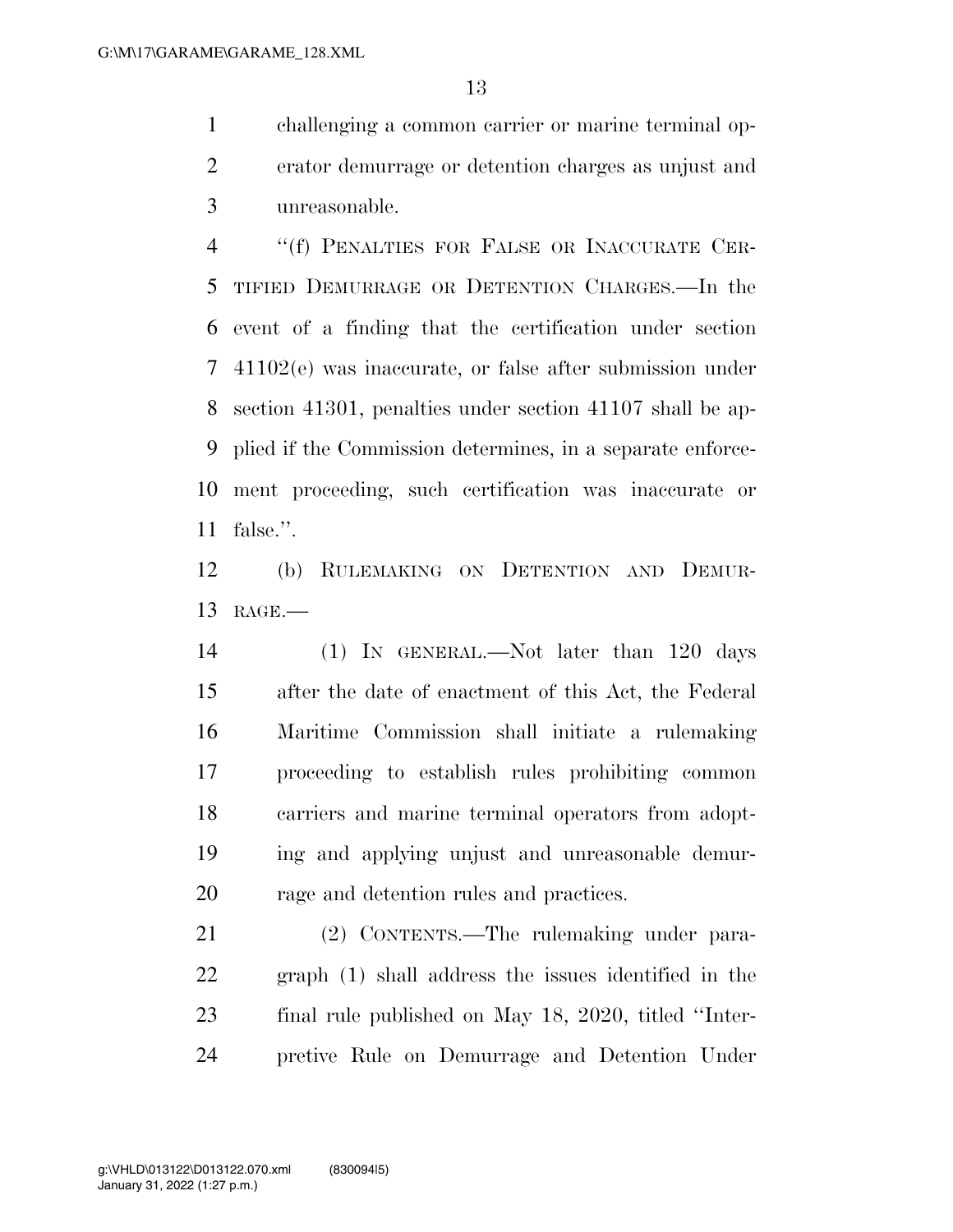challenging a common carrier or marine terminal operator demurrage or detention charges as unjust and unreasonable.

"(f) PENALTIES FOR FALSE OR INACCURATE CERTIFIED DEMURRAGE OR DETENTION CHARGES.—In the event of a finding that the certification under section 41102(e) was inaccurate, or false after submission under section 41301, penalties under section 41107 shall be applied if the Commission determines, in a separate enforcement proceeding, such certification was inaccurate or false.".

(b) RULEMAKING ON DETENTION AND DEMURRAGE.—

(1) IN GENERAL.—Not later than 120 days after the date of enactment of this Act, the Federal Maritime Commission shall initiate a rulemaking proceeding to establish rules prohibiting common carriers and marine terminal operators from adopting and applying unjust and unreasonable demurrage and detention rules and practices.

(2) CONTENTS.—The rulemaking under paragraph (1) shall address the issues identified in the final rule published on May 18, 2020, titled "Interpretive Rule on Demurrage and Detention Under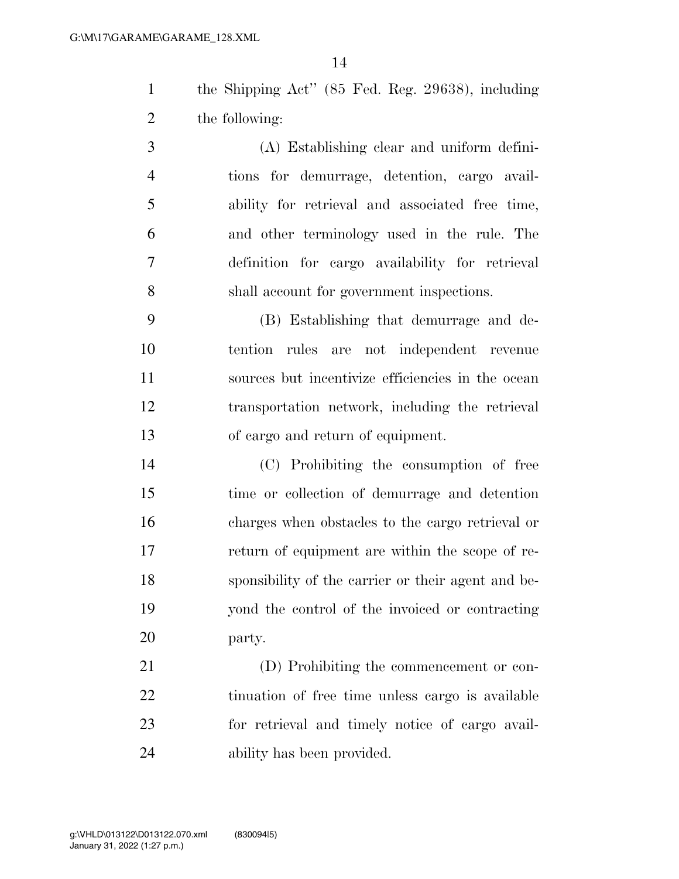the Shipping Act" (85 Fed. Reg. 29638), including the following:

(A) Establishing clear and uniform definitions for demurrage, detention, cargo availability for retrieval and associated free time, and other terminology used in the rule. The definition for cargo availability for retrieval shall account for government inspections.

(B) Establishing that demurrage and detention rules are not independent revenue sources but incentivize efficiencies in the ocean transportation network, including the retrieval of cargo and return of equipment.

(C) Prohibiting the consumption of free time or collection of demurrage and detention charges when obstacles to the cargo retrieval or return of equipment are within the scope of responsibility of the carrier or their agent and beyond the control of the invoiced or contracting party.

(D) Prohibiting the commencement or continuation of free time unless cargo is available for retrieval and timely notice of cargo availability has been provided.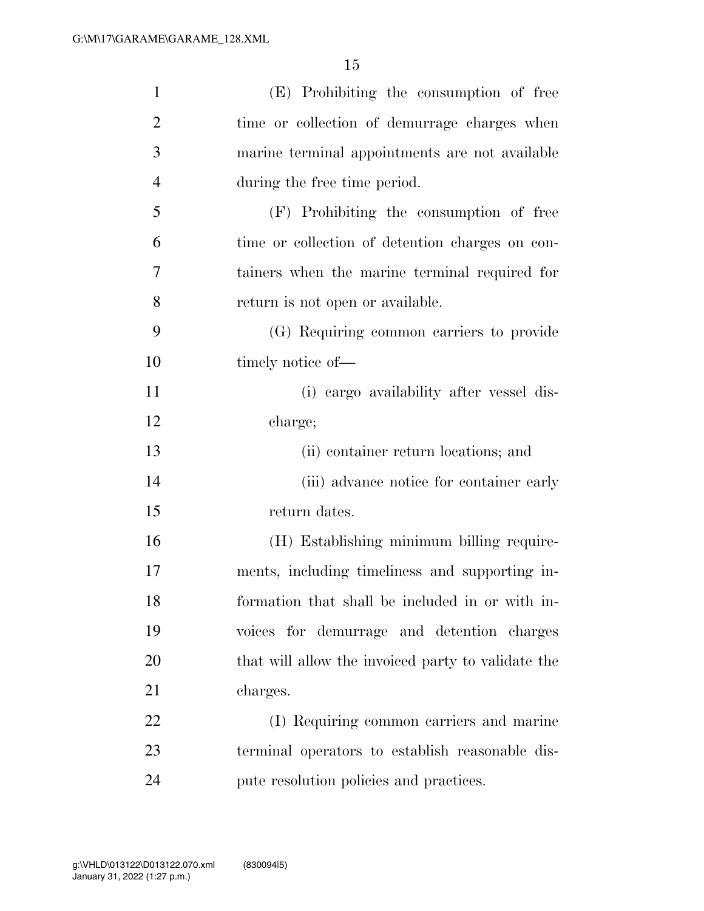(E) Prohibiting the consumption of free time or collection of demurrage charges when marine terminal appointments are not available during the free time period.

(F) Prohibiting the consumption of free time or collection of detention charges on containers when the marine terminal required for return is not open or available.

(G) Requiring common carriers to provide timely notice of—

(i) cargo availability after vessel discharge;

(ii) container return locations; and

(iii) advance notice for container early return dates.

(H) Establishing minimum billing requirements, including timeliness and supporting information that shall be included in or with invoices for demurrage and detention charges that will allow the invoiced party to validate the charges.

(I) Requiring common carriers and marine terminal operators to establish reasonable dispute resolution policies and practices.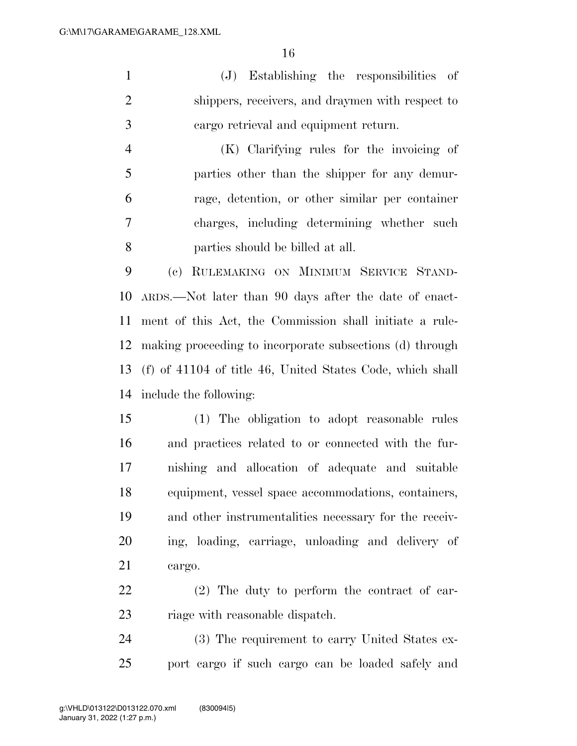(J) Establishing the responsibilities of shippers, receivers, and draymen with respect to cargo retrieval and equipment return.

(K) Clarifying rules for the invoicing of parties other than the shipper for any demurrage, detention, or other similar per container charges, including determining whether such parties should be billed at all.

(c) RULEMAKING ON MINIMUM SERVICE STANDARDS.—Not later than 90 days after the date of enactment of this Act, the Commission shall initiate a rulemaking proceeding to incorporate subsections (d) through (f) of 41104 of title 46, United States Code, which shall include the following:

(1) The obligation to adopt reasonable rules and practices related to or connected with the furnishing and allocation of adequate and suitable equipment, vessel space accommodations, containers, and other instrumentalities necessary for the receiving, loading, carriage, unloading and delivery of cargo.

(2) The duty to perform the contract of carriage with reasonable dispatch.

(3) The requirement to carry United States export cargo if such cargo can be loaded safely and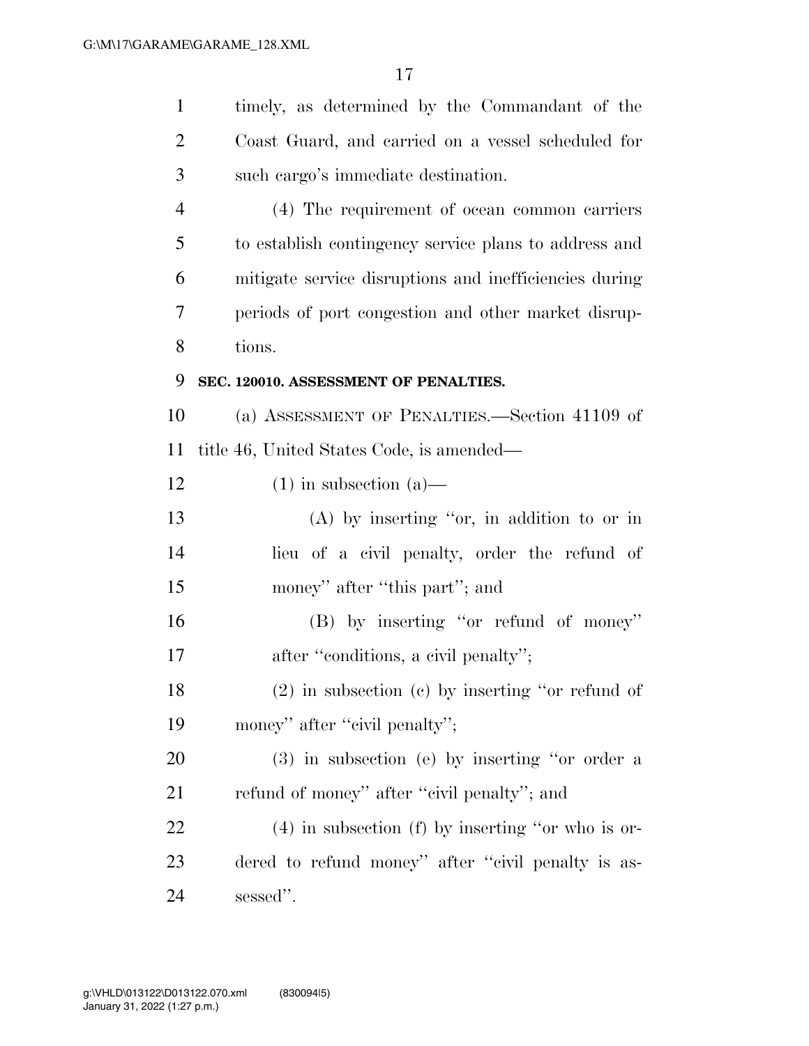timely, as determined by the Commandant of the Coast Guard, and carried on a vessel scheduled for such cargo's immediate destination.

(4) The requirement of ocean common carriers to establish contingency service plans to address and mitigate service disruptions and inefficiencies during periods of port congestion and other market disruptions.

**SEC. 120010. ASSESSMENT OF PENALTIES.**

(a) ASSESSMENT OF PENALTIES.—Section 41109 of title 46, United States Code, is amended—

(1) in subsection (a)—

(A) by inserting "or, in addition to or in lieu of a civil penalty, order the refund of money" after "this part"; and

(B) by inserting "or refund of money" after "conditions, a civil penalty";

(2) in subsection (c) by inserting "or refund of money" after "civil penalty";

(3) in subsection (e) by inserting "or order a refund of money" after "civil penalty"; and

(4) in subsection (f) by inserting "or who is ordered to refund money" after "civil penalty is assessed".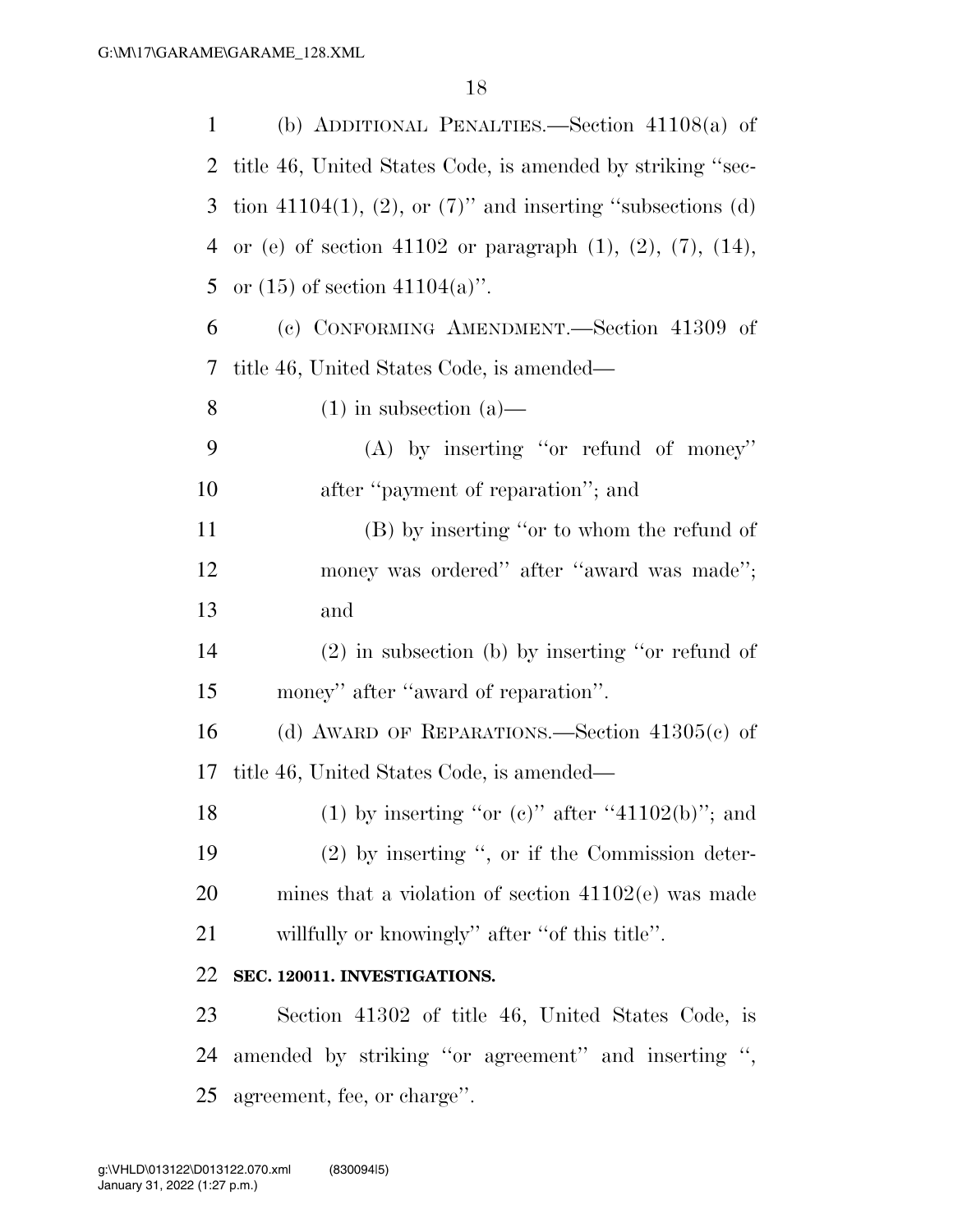(b) ADDITIONAL PENALTIES.—Section 41108(a) of title 46, United States Code, is amended by striking "section 41104(1), (2), or (7)" and inserting "subsections (d) or (e) of section 41102 or paragraph (1), (2), (7), (14), or (15) of section 41104(a)".

(c) CONFORMING AMENDMENT.—Section 41309 of title 46, United States Code, is amended—

(1) in subsection (a)—

(A) by inserting "or refund of money" after "payment of reparation"; and

(B) by inserting "or to whom the refund of money was ordered" after "award was made"; and

(2) in subsection (b) by inserting "or refund of money" after "award of reparation".

(d) AWARD OF REPARATIONS.—Section 41305(c) of title 46, United States Code, is amended—

(1) by inserting "or (c)" after "41102(b)"; and

(2) by inserting ", or if the Commission determines that a violation of section 41102(e) was made willfully or knowingly" after "of this title".

**SEC. 120011. INVESTIGATIONS.**

Section 41302 of title 46, United States Code, is amended by striking "or agreement" and inserting ", agreement, fee, or charge".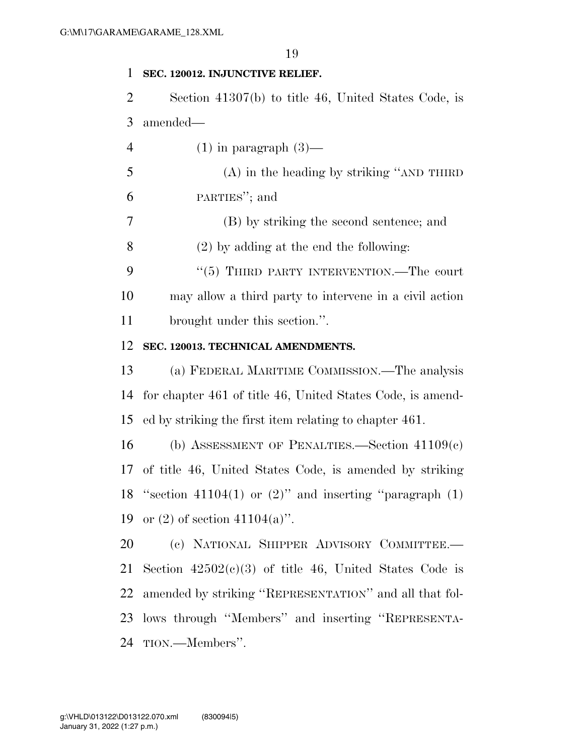**SEC. 120012. INJUNCTIVE RELIEF.**

Section 41307(b) to title 46, United States Code, is amended—

(1) in paragraph (3)—

(A) in the heading by striking ''AND THIRD PARTIES''; and

(B) by striking the second sentence; and

(2) by adding at the end the following:

''(5) THIRD PARTY INTERVENTION.—The court may allow a third party to intervene in a civil action brought under this section.''.

**SEC. 120013. TECHNICAL AMENDMENTS.**

(a) FEDERAL MARITIME COMMISSION.—The analysis for chapter 461 of title 46, United States Code, is amended by striking the first item relating to chapter 461.

(b) ASSESSMENT OF PENALTIES.—Section 41109(c) of title 46, United States Code, is amended by striking ''section 41104(1) or (2)'' and inserting ''paragraph (1) or (2) of section 41104(a)''.

(c) NATIONAL SHIPPER ADVISORY COMMITTEE.—Section 42502(c)(3) of title 46, United States Code is amended by striking ''REPRESENTATION'' and all that follows through ''Members'' and inserting ''REPRESENTATION.—Members''.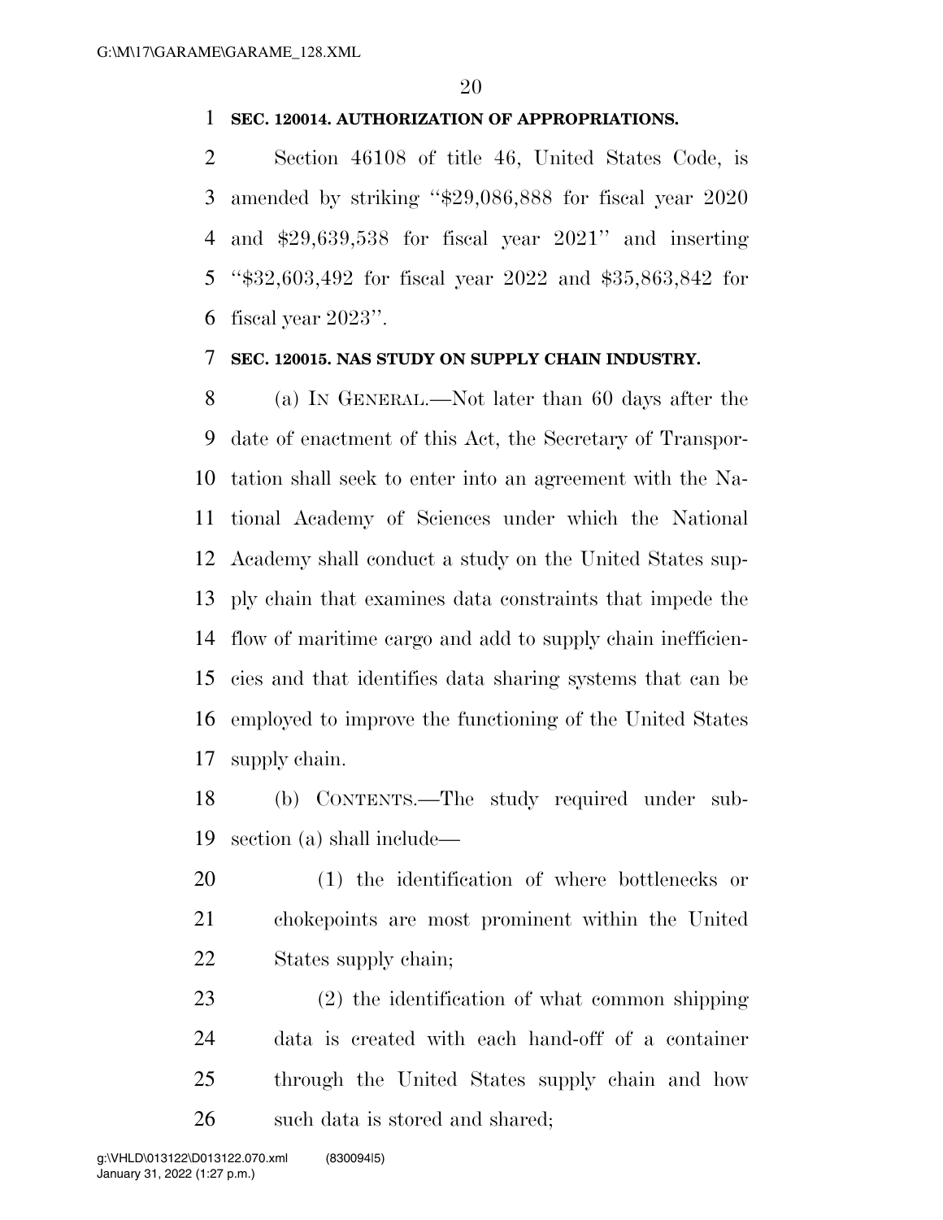**SEC. 120014. AUTHORIZATION OF APPROPRIATIONS.**

Section 46108 of title 46, United States Code, is amended by striking "$29,086,888 for fiscal year 2020 and $29,639,538 for fiscal year 2021" and inserting "$32,603,492 for fiscal year 2022 and $35,863,842 for fiscal year 2023".

**SEC. 120015. NAS STUDY ON SUPPLY CHAIN INDUSTRY.**

(a) IN GENERAL.—Not later than 60 days after the date of enactment of this Act, the Secretary of Transportation shall seek to enter into an agreement with the National Academy of Sciences under which the National Academy shall conduct a study on the United States supply chain that examines data constraints that impede the flow of maritime cargo and add to supply chain inefficiencies and that identifies data sharing systems that can be employed to improve the functioning of the United States supply chain.

(b) CONTENTS.—The study required under subsection (a) shall include—

(1) the identification of where bottlenecks or chokepoints are most prominent within the United States supply chain;

(2) the identification of what common shipping data is created with each hand-off of a container through the United States supply chain and how such data is stored and shared;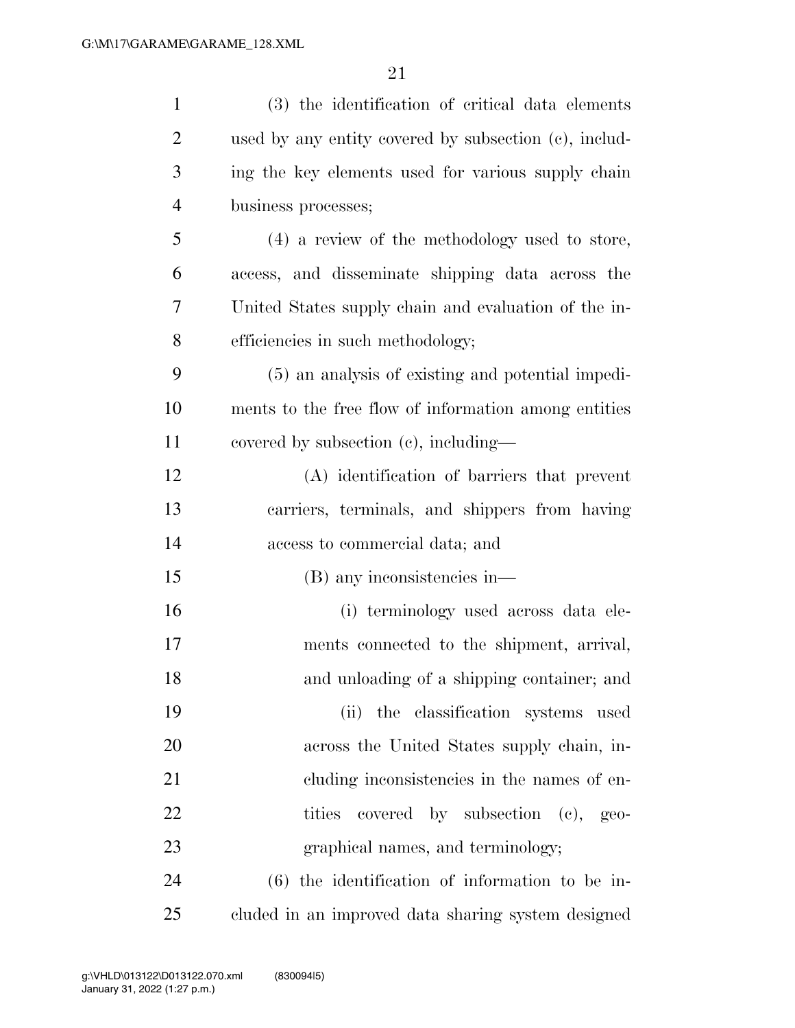(3) the identification of critical data elements used by any entity covered by subsection (c), including the key elements used for various supply chain business processes;

(4) a review of the methodology used to store, access, and disseminate shipping data across the United States supply chain and evaluation of the inefficiencies in such methodology;

(5) an analysis of existing and potential impediments to the free flow of information among entities covered by subsection (c), including—

(A) identification of barriers that prevent carriers, terminals, and shippers from having access to commercial data; and

(B) any inconsistencies in—

(i) terminology used across data elements connected to the shipment, arrival, and unloading of a shipping container; and

(ii) the classification systems used across the United States supply chain, including inconsistencies in the names of entities covered by subsection (c), geographical names, and terminology;

(6) the identification of information to be included in an improved data sharing system designed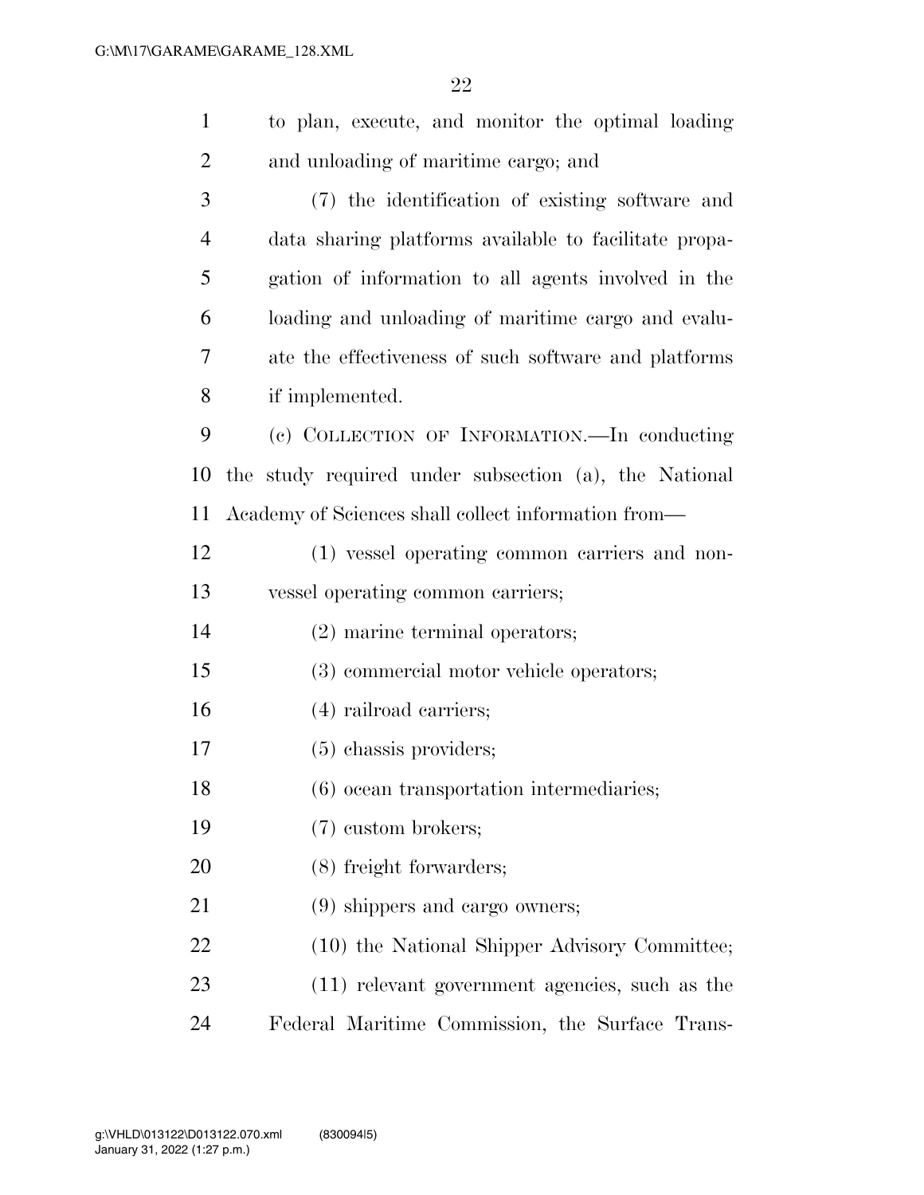to plan, execute, and monitor the optimal loading and unloading of maritime cargo; and

(7) the identification of existing software and data sharing platforms available to facilitate propagation of information to all agents involved in the loading and unloading of maritime cargo and evaluate the effectiveness of such software and platforms if implemented.

(c) COLLECTION OF INFORMATION.—In conducting the study required under subsection (a), the National Academy of Sciences shall collect information from—

(1) vessel operating common carriers and non-vessel operating common carriers;

(2) marine terminal operators;

(3) commercial motor vehicle operators;

(4) railroad carriers;

(5) chassis providers;

(6) ocean transportation intermediaries;

(7) custom brokers;

(8) freight forwarders;

(9) shippers and cargo owners;

(10) the National Shipper Advisory Committee;

(11) relevant government agencies, such as the Federal Maritime Commission, the Surface Trans-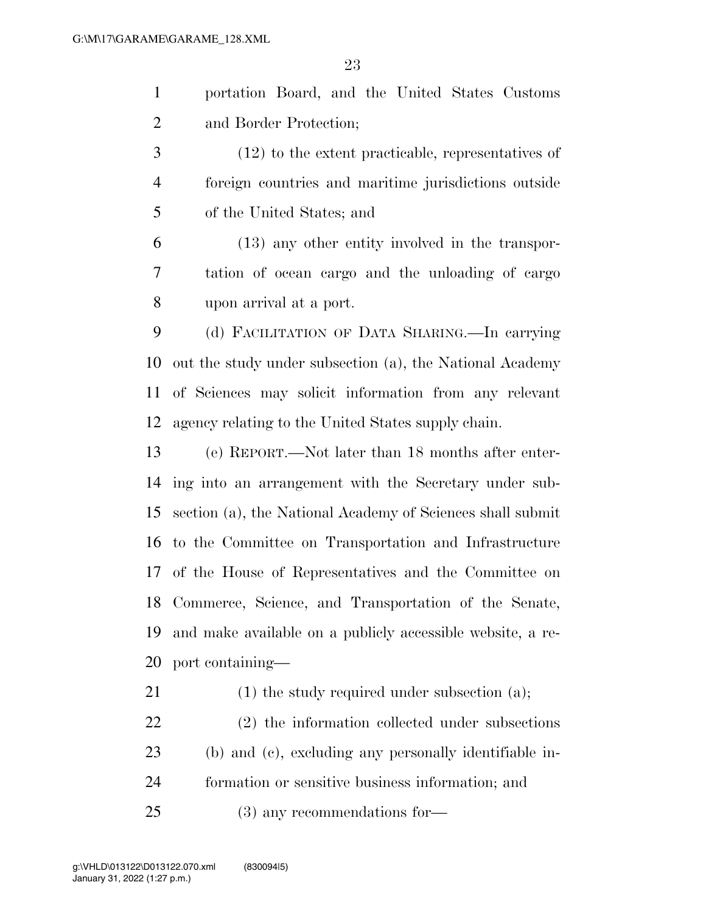portation Board, and the United States Customs and Border Protection;

(12) to the extent practicable, representatives of foreign countries and maritime jurisdictions outside of the United States; and

(13) any other entity involved in the transportation of ocean cargo and the unloading of cargo upon arrival at a port.

(d) FACILITATION OF DATA SHARING.—In carrying out the study under subsection (a), the National Academy of Sciences may solicit information from any relevant agency relating to the United States supply chain.

(e) REPORT.—Not later than 18 months after entering into an arrangement with the Secretary under subsection (a), the National Academy of Sciences shall submit to the Committee on Transportation and Infrastructure of the House of Representatives and the Committee on Commerce, Science, and Transportation of the Senate, and make available on a publicly accessible website, a report containing—

(1) the study required under subsection (a);

(2) the information collected under subsections (b) and (c), excluding any personally identifiable information or sensitive business information; and

(3) any recommendations for—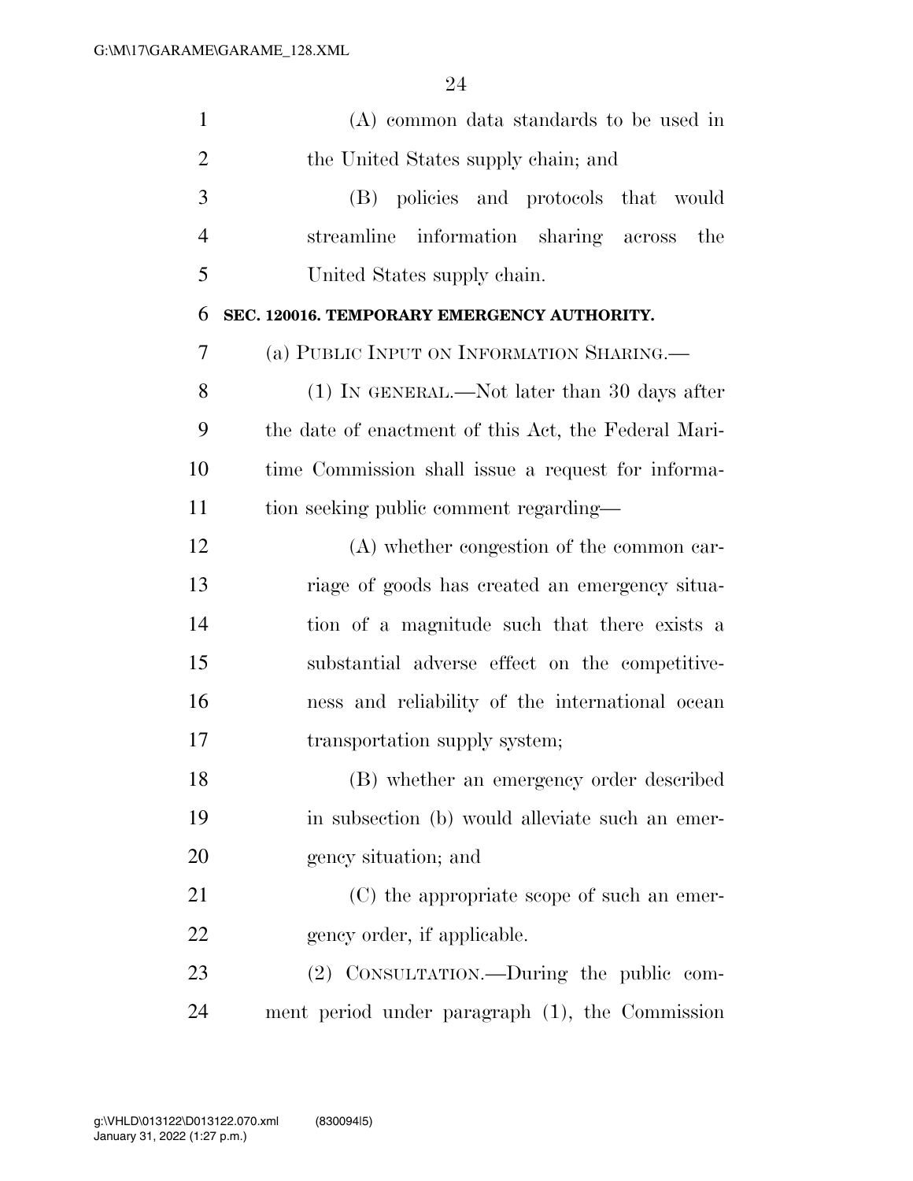(A) common data standards to be used in the United States supply chain; and

(B) policies and protocols that would streamline information sharing across the United States supply chain.

**SEC. 120016. TEMPORARY EMERGENCY AUTHORITY.**

(a) PUBLIC INPUT ON INFORMATION SHARING.—

(1) IN GENERAL.—Not later than 30 days after the date of enactment of this Act, the Federal Maritime Commission shall issue a request for information seeking public comment regarding—

(A) whether congestion of the common carriage of goods has created an emergency situation of a magnitude such that there exists a substantial adverse effect on the competitiveness and reliability of the international ocean transportation supply system;

(B) whether an emergency order described in subsection (b) would alleviate such an emergency situation; and

(C) the appropriate scope of such an emergency order, if applicable.

(2) CONSULTATION.—During the public comment period under paragraph (1), the Commission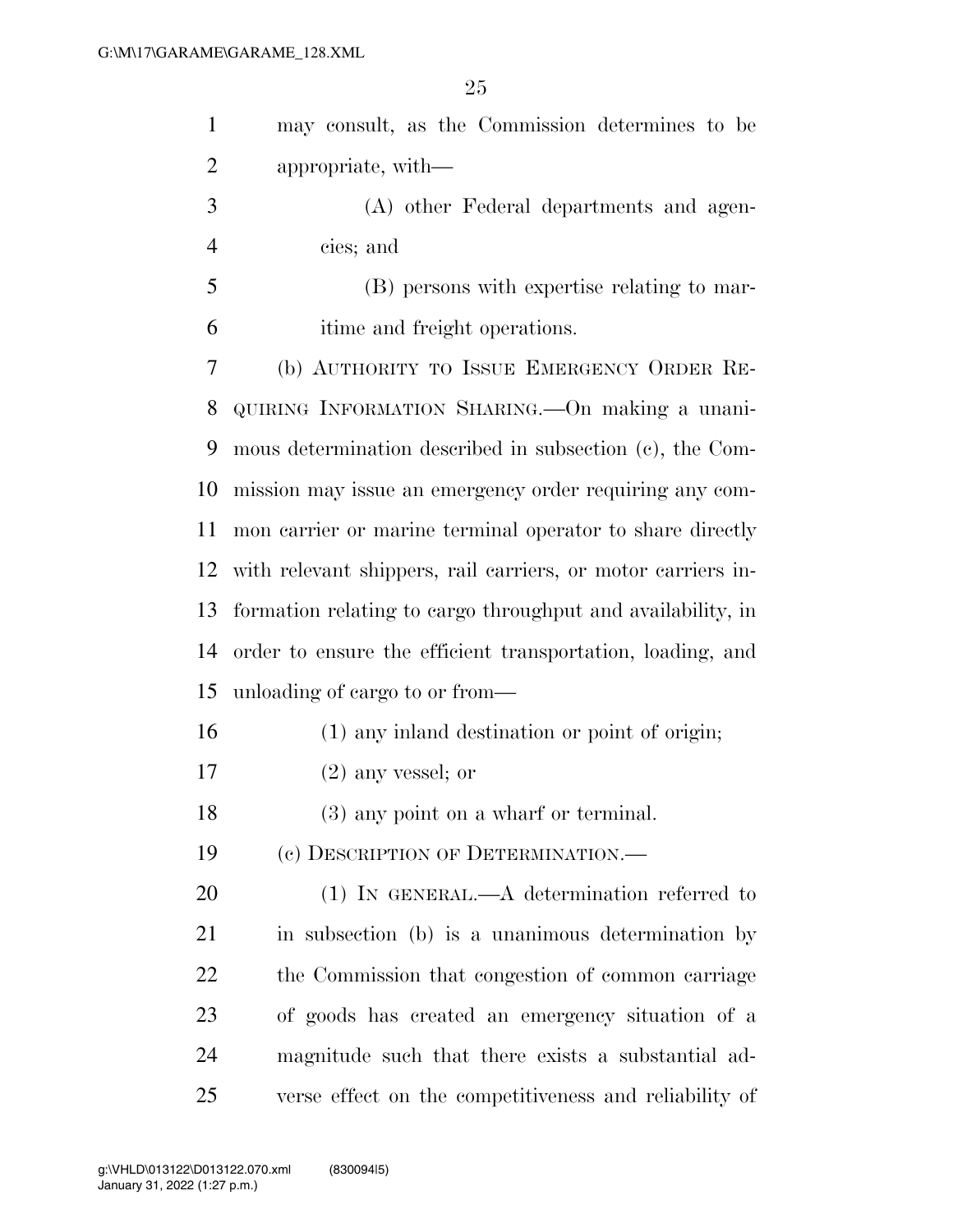may consult, as the Commission determines to be appropriate, with—

(A) other Federal departments and agencies; and

(B) persons with expertise relating to maritime and freight operations.

(b) AUTHORITY TO ISSUE EMERGENCY ORDER REQUIRING INFORMATION SHARING.—On making a unanimous determination described in subsection (c), the Commission may issue an emergency order requiring any common carrier or marine terminal operator to share directly with relevant shippers, rail carriers, or motor carriers information relating to cargo throughput and availability, in order to ensure the efficient transportation, loading, and unloading of cargo to or from—

(1) any inland destination or point of origin;

(2) any vessel; or

(3) any point on a wharf or terminal.

(c) DESCRIPTION OF DETERMINATION.—

(1) IN GENERAL.—A determination referred to in subsection (b) is a unanimous determination by the Commission that congestion of common carriage of goods has created an emergency situation of a magnitude such that there exists a substantial adverse effect on the competitiveness and reliability of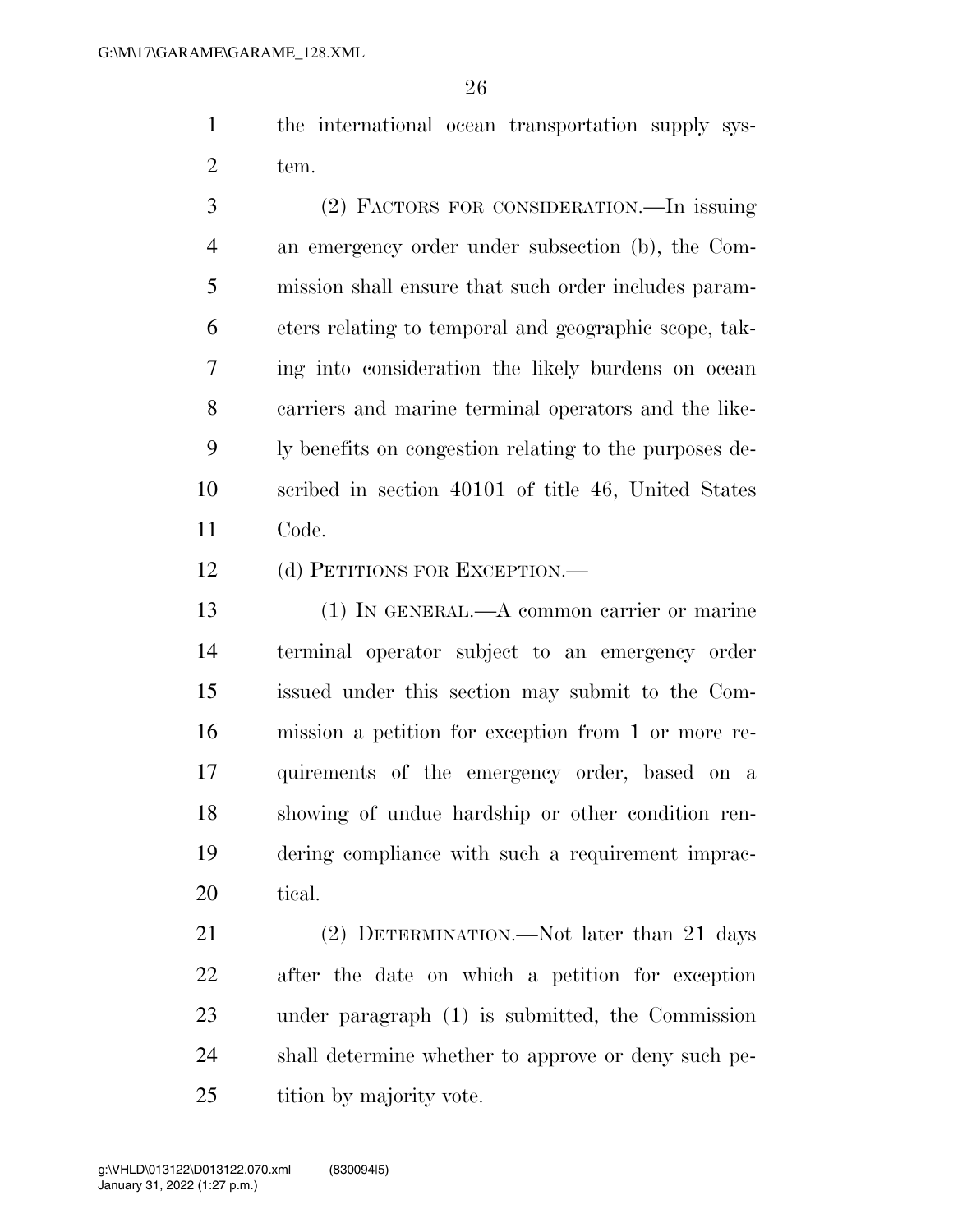the international ocean transportation supply system.

(2) FACTORS FOR CONSIDERATION.—In issuing an emergency order under subsection (b), the Commission shall ensure that such order includes parameters relating to temporal and geographic scope, taking into consideration the likely burdens on ocean carriers and marine terminal operators and the likely benefits on congestion relating to the purposes described in section 40101 of title 46, United States Code.

(d) PETITIONS FOR EXCEPTION.—

(1) IN GENERAL.—A common carrier or marine terminal operator subject to an emergency order issued under this section may submit to the Commission a petition for exception from 1 or more requirements of the emergency order, based on a showing of undue hardship or other condition rendering compliance with such a requirement impractical.

(2) DETERMINATION.—Not later than 21 days after the date on which a petition for exception under paragraph (1) is submitted, the Commission shall determine whether to approve or deny such petition by majority vote.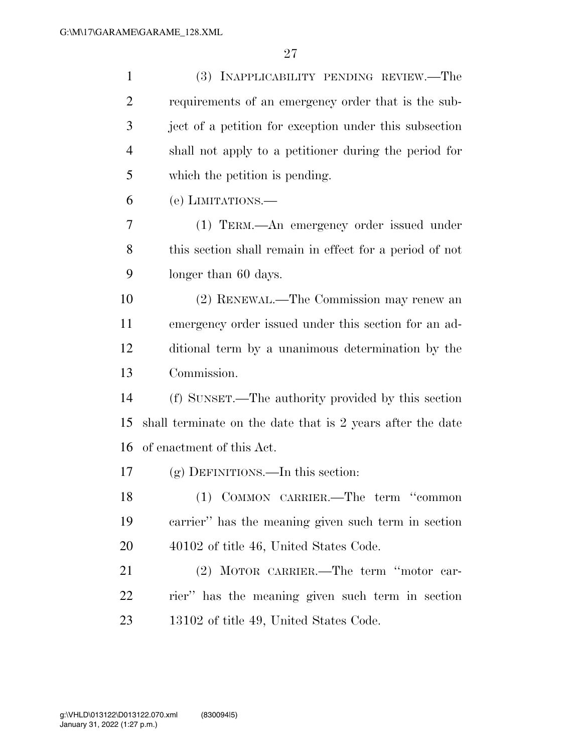(3) INAPPLICABILITY PENDING REVIEW.—The requirements of an emergency order that is the subject of a petition for exception under this subsection shall not apply to a petitioner during the period for which the petition is pending.

(e) LIMITATIONS.—

(1) TERM.—An emergency order issued under this section shall remain in effect for a period of not longer than 60 days.

(2) RENEWAL.—The Commission may renew an emergency order issued under this section for an additional term by a unanimous determination by the Commission.

(f) SUNSET.—The authority provided by this section shall terminate on the date that is 2 years after the date of enactment of this Act.

(g) DEFINITIONS.—In this section:

(1) COMMON CARRIER.—The term "common carrier" has the meaning given such term in section 40102 of title 46, United States Code.

(2) MOTOR CARRIER.—The term "motor carrier" has the meaning given such term in section 13102 of title 49, United States Code.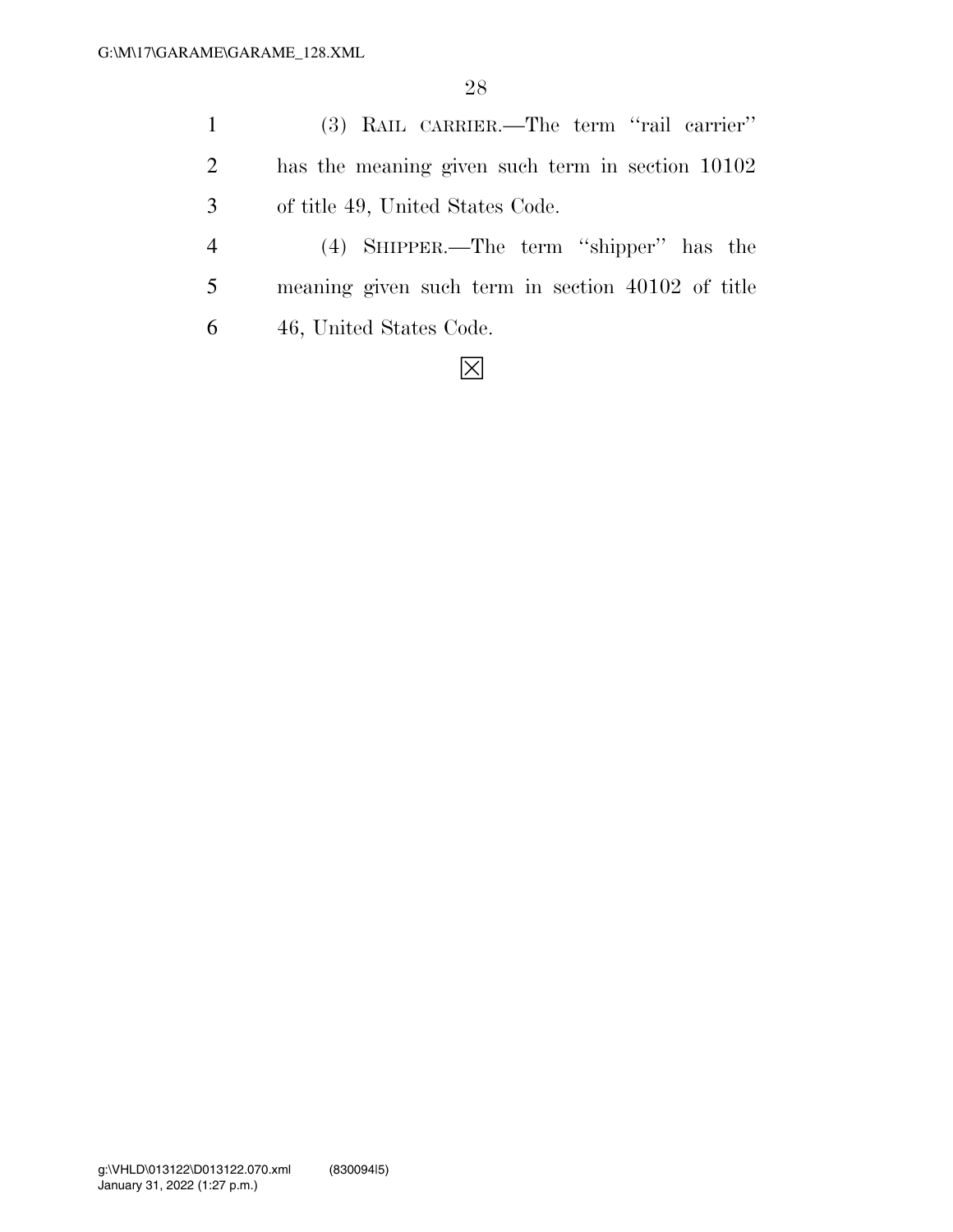(3) RAIL CARRIER.—The term ''rail carrier'' has the meaning given such term in section 10102 of title 49, United States Code.

(4) SHIPPER.—The term ''shipper'' has the meaning given such term in section 40102 of title 46, United States Code.

☒